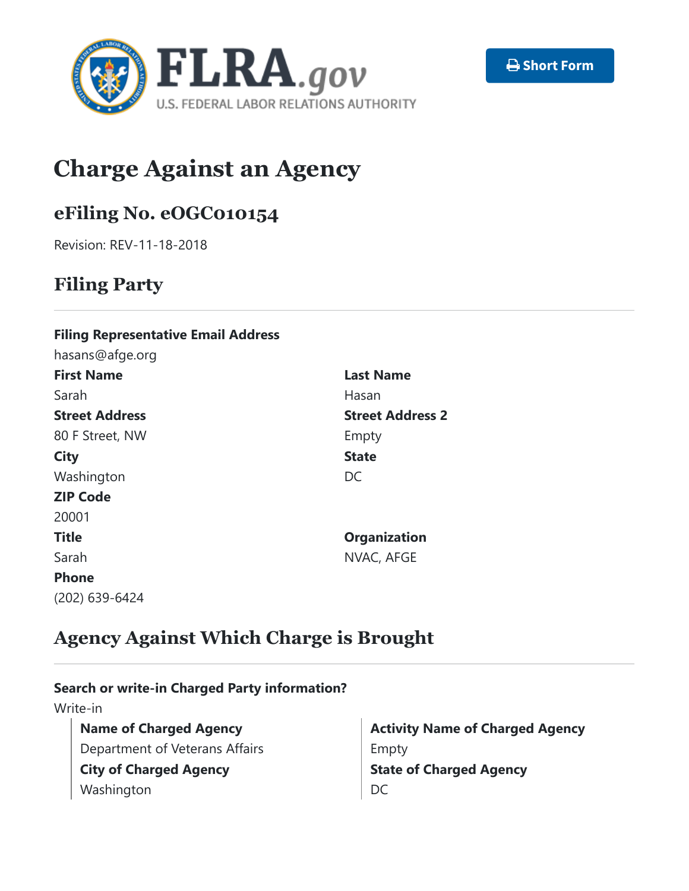FLRA.gov
U.S. FEDERAL LABOR RELATIONS AUTHORITY

Short Form

# Charge Against an Agency

## eFiling No. eOGC010154

Revision: REV-11-18-2018

## Filing Party

**Filing Representative Email Address**
hasans@afge.org

**First Name**
Sarah

**Last Name**
Hasan

**Street Address**
80 F Street, NW

**Street Address 2**
Empty

**City**
Washington

**State**
DC

**ZIP Code**
20001

**Title**
Sarah

**Organization**
NVAC, AFGE

**Phone**
(202) 639-6424

## Agency Against Which Charge is Brought

**Search or write-in Charged Party information?**
Write-in

**Name of Charged Agency**
Department of Veterans Affairs

**Activity Name of Charged Agency**
Empty

**City of Charged Agency**
Washington

**State of Charged Agency**
DC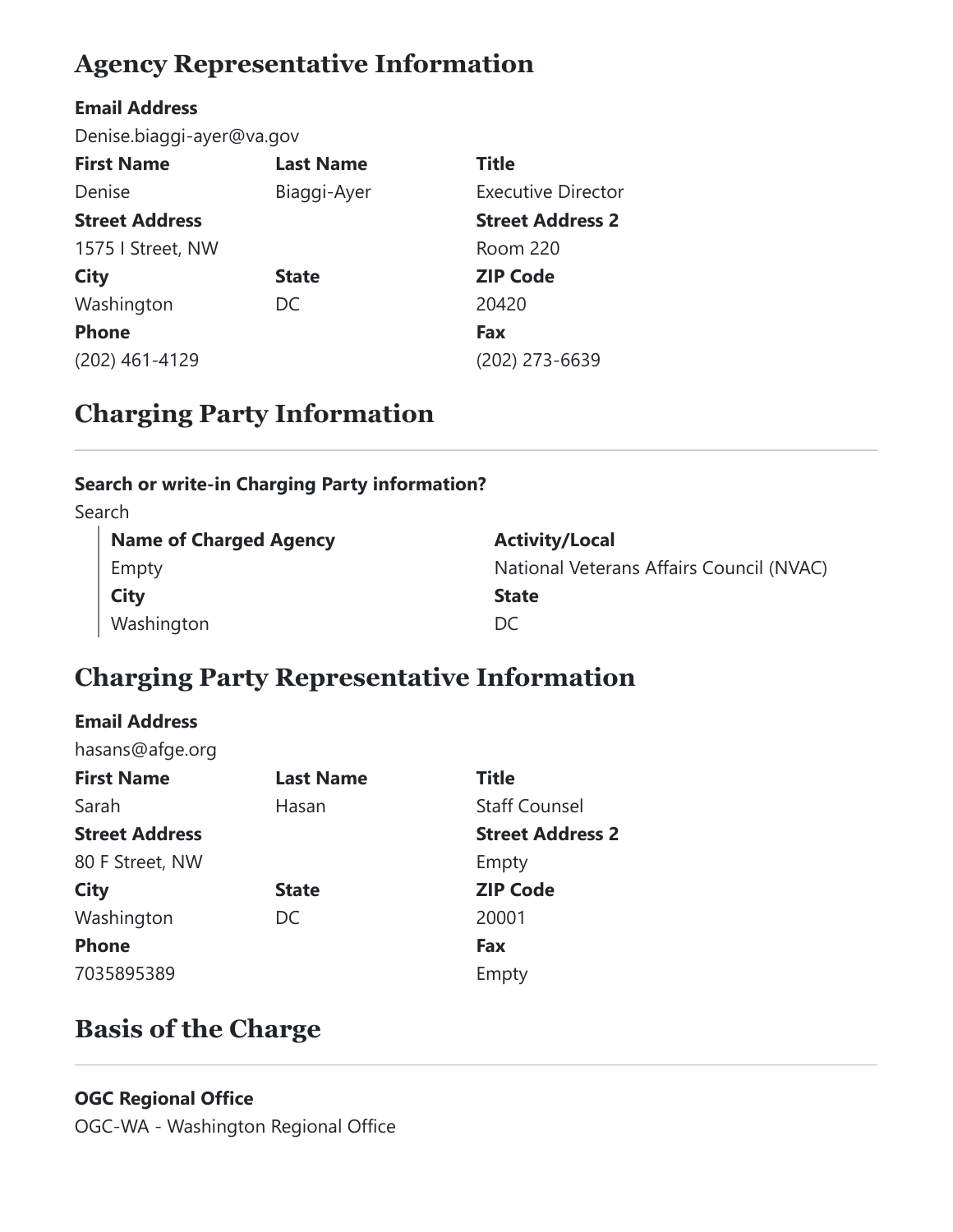## Agency Representative Information

**Email Address**
Denise.biaggi-ayer@va.gov

| **First Name** | **Last Name** | **Title** |
|---|---|---|
| Denise | Biaggi-Ayer | Executive Director |

| **Street Address** | **Street Address 2** |
|---|---|
| 1575 I Street, NW | Room 220 |

| **City** | **State** | **ZIP Code** |
|---|---|---|
| Washington | DC | 20420 |

| **Phone** | **Fax** |
|---|---|
| (202) 461-4129 | (202) 273-6639 |

## Charging Party Information

**Search or write-in Charging Party information?**
Search

| **Name of Charged Agency** | **Activity/Local** |
|---|---|
| Empty | National Veterans Affairs Council (NVAC) |

| **City** | **State** |
|---|---|
| Washington | DC |

## Charging Party Representative Information

**Email Address**
hasans@afge.org

| **First Name** | **Last Name** | **Title** |
|---|---|---|
| Sarah | Hasan | Staff Counsel |

| **Street Address** | **Street Address 2** |
|---|---|
| 80 F Street, NW | Empty |

| **City** | **State** | **ZIP Code** |
|---|---|---|
| Washington | DC | 20001 |

| **Phone** | **Fax** |
|---|---|
| 7035895389 | Empty |

## Basis of the Charge

**OGC Regional Office**
OGC-WA - Washington Regional Office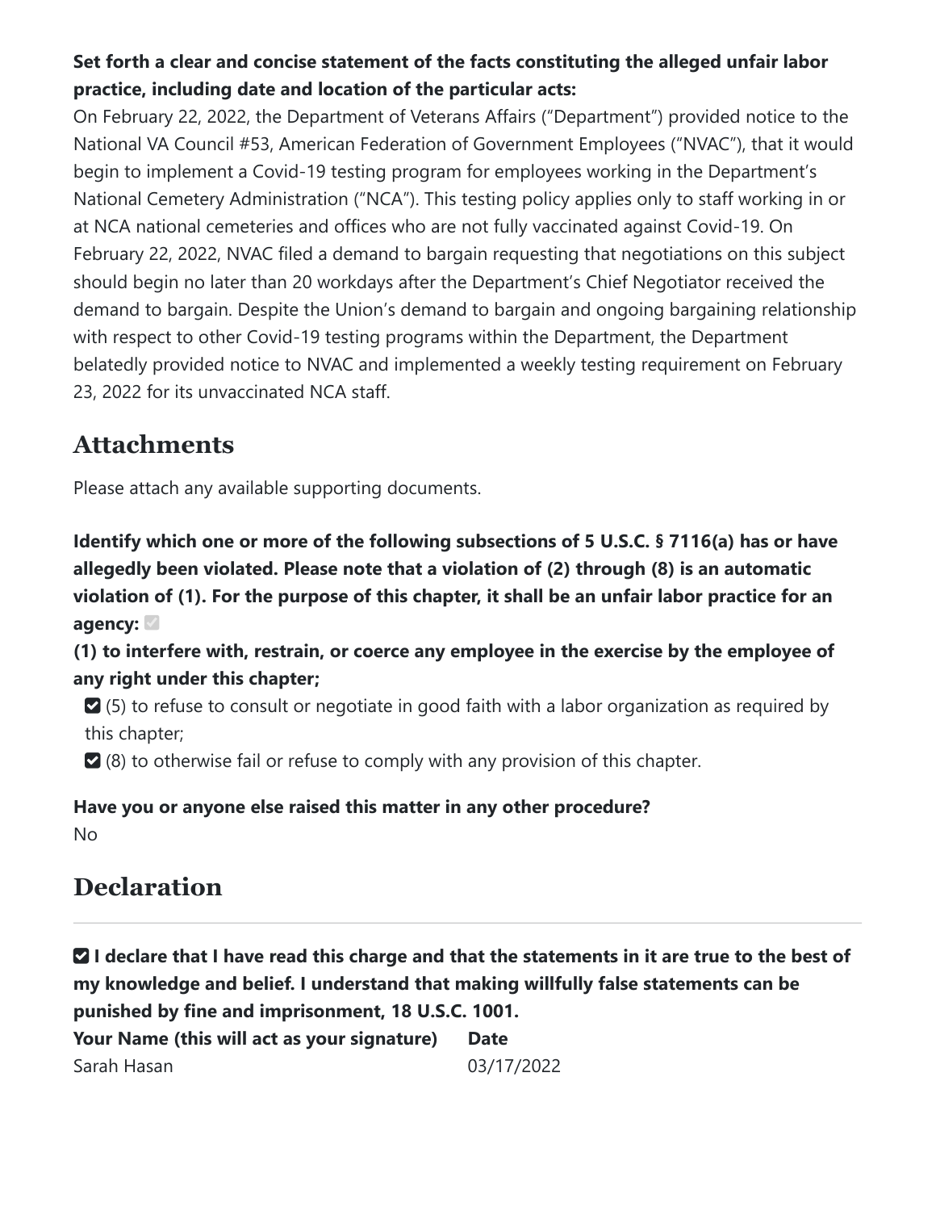**Set forth a clear and concise statement of the facts constituting the alleged unfair labor practice, including date and location of the particular acts:**

On February 22, 2022, the Department of Veterans Affairs ("Department") provided notice to the National VA Council #53, American Federation of Government Employees ("NVAC"), that it would begin to implement a Covid-19 testing program for employees working in the Department's National Cemetery Administration ("NCA"). This testing policy applies only to staff working in or at NCA national cemeteries and offices who are not fully vaccinated against Covid-19. On February 22, 2022, NVAC filed a demand to bargain requesting that negotiations on this subject should begin no later than 20 workdays after the Department's Chief Negotiator received the demand to bargain. Despite the Union's demand to bargain and ongoing bargaining relationship with respect to other Covid-19 testing programs within the Department, the Department belatedly provided notice to NVAC and implemented a weekly testing requirement on February 23, 2022 for its unvaccinated NCA staff.

## Attachments

Please attach any available supporting documents.

**Identify which one or more of the following subsections of 5 U.S.C. § 7116(a) has or have allegedly been violated. Please note that a violation of (2) through (8) is an automatic violation of (1). For the purpose of this chapter, it shall be an unfair labor practice for an agency:** ☑

**(1) to interfere with, restrain, or coerce any employee in the exercise by the employee of any right under this chapter;**

- ☑ (5) to refuse to consult or negotiate in good faith with a labor organization as required by this chapter;
- ☑ (8) to otherwise fail or refuse to comply with any provision of this chapter.

**Have you or anyone else raised this matter in any other procedure?**

No

## Declaration

☑ **I declare that I have read this charge and that the statements in it are true to the best of my knowledge and belief. I understand that making willfully false statements can be punished by fine and imprisonment, 18 U.S.C. 1001.**

| Your Name (this will act as your signature) | Date |
|---|---|
| Sarah Hasan | 03/17/2022 |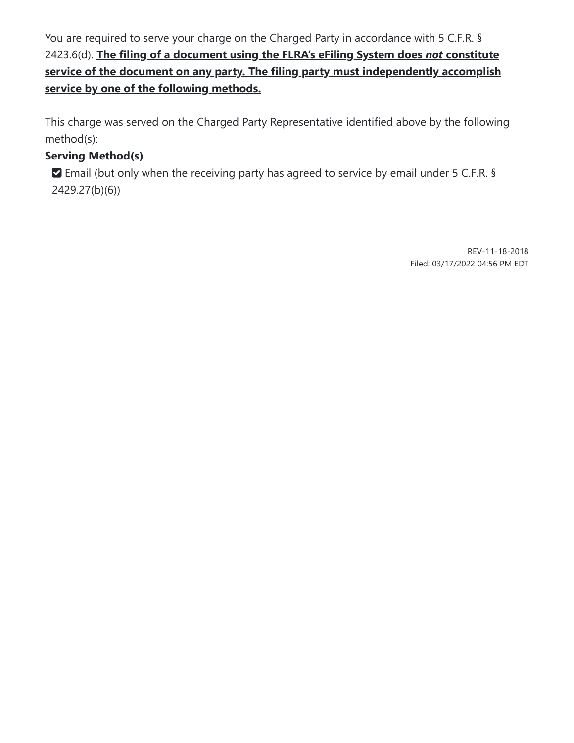You are required to serve your charge on the Charged Party in accordance with 5 C.F.R. § 2423.6(d). **The filing of a document using the FLRA's eFiling System does *not* constitute service of the document on any party. The filing party must independently accomplish service by one of the following methods.**

This charge was served on the Charged Party Representative identified above by the following method(s):

**Serving Method(s)**

- [x] Email (but only when the receiving party has agreed to service by email under 5 C.F.R. § 2429.27(b)(6))

REV-11-18-2018
Filed: 03/17/2022 04:56 PM EDT